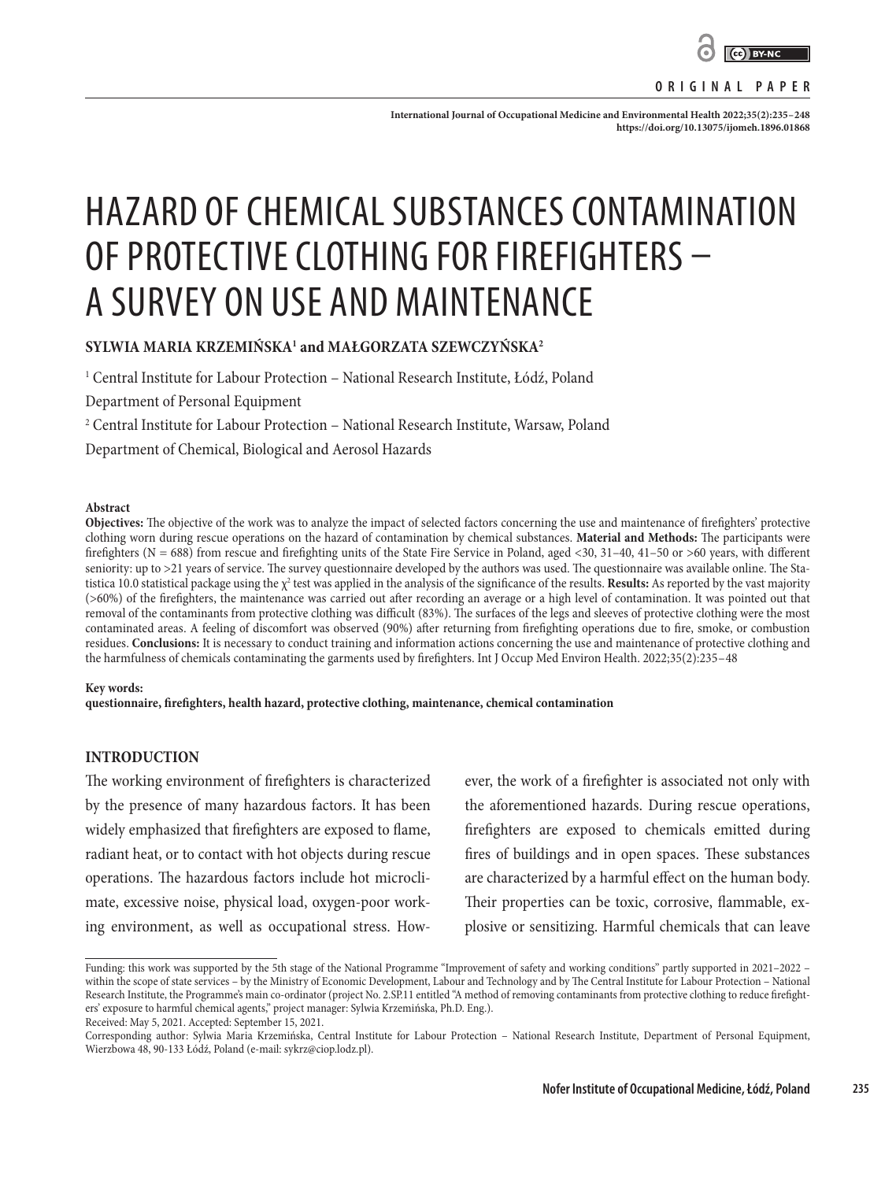ORIGINAL PAPER

# HAZARD OF CHEMICAL SUBSTANCES CONTAMINATION OF PROTECTIVE CLOTHING FOR FIREFIGHTERS – A SURVEY ON USE AND MAINTENANCE

**SYLWIA MARIA KRZEMIŃSKA[1] and MAŁGORZATA SZEWCZYŃSKA[2]**

[1] Central Institute for Labour Protection – National Research Institute, Łódź, Poland
Department of Personal Equipment
[2] Central Institute for Labour Protection – National Research Institute, Warsaw, Poland
Department of Chemical, Biological and Aerosol Hazards

#### Abstract

**Objectives:** The objective of the work was to analyze the impact of selected factors concerning the use and maintenance of firefighters' protective clothing worn during rescue operations on the hazard of contamination by chemical substances. **Material and Methods:** The participants were firefighters (N = 688) from rescue and firefighting units of the State Fire Service in Poland, aged <30, 31–40, 41–50 or >60 years, with different seniority: up to >21 years of service. The survey questionnaire developed by the authors was used. The questionnaire was available online. The Statistica 10.0 statistical package using the $\chi^2$ test was applied in the analysis of the significance of the results. **Results:** As reported by the vast majority (>60%) of the firefighters, the maintenance was carried out after recording an average or a high level of contamination. It was pointed out that removal of the contaminants from protective clothing was difficult (83%). The surfaces of the legs and sleeves of protective clothing were the most contaminated areas. A feeling of discomfort was observed (90%) after returning from firefighting operations due to fire, smoke, or combustion residues. **Conclusions:** It is necessary to conduct training and information actions concerning the use and maintenance of protective clothing and the harmfulness of chemicals contaminating the garments used by firefighters. Int J Occup Med Environ Health. 2022;35(2):235–48

#### Key words:

**questionnaire, firefighters, health hazard, protective clothing, maintenance, chemical contamination**

## INTRODUCTION

The working environment of firefighters is characterized by the presence of many hazardous factors. It has been widely emphasized that firefighters are exposed to flame, radiant heat, or to contact with hot objects during rescue operations. The hazardous factors include hot microclimate, excessive noise, physical load, oxygen-poor working environment, as well as occupational stress. However, the work of a firefighter is associated not only with the aforementioned hazards. During rescue operations, firefighters are exposed to chemicals emitted during fires of buildings and in open spaces. These substances are characterized by a harmful effect on the human body. Their properties can be toxic, corrosive, flammable, explosive or sensitizing. Harmful chemicals that can leave

Funding: this work was supported by the 5th stage of the National Programme "Improvement of safety and working conditions" partly supported in 2021–2022 – within the scope of state services – by the Ministry of Economic Development, Labour and Technology and by The Central Institute for Labour Protection – National Research Institute, the Programme's main co-ordinator (project No. 2.SP.11 entitled "A method of removing contaminants from protective clothing to reduce firefighters' exposure to harmful chemical agents," project manager: Sylwia Krzemińska, Ph.D. Eng.).
Received: May 5, 2021. Accepted: September 15, 2021.
Corresponding author: Sylwia Maria Krzemińska, Central Institute for Labour Protection – National Research Institute, Department of Personal Equipment, Wierzbowa 48, 90-133 Łódź, Poland (e-mail: sykrz@ciop.lodz.pl).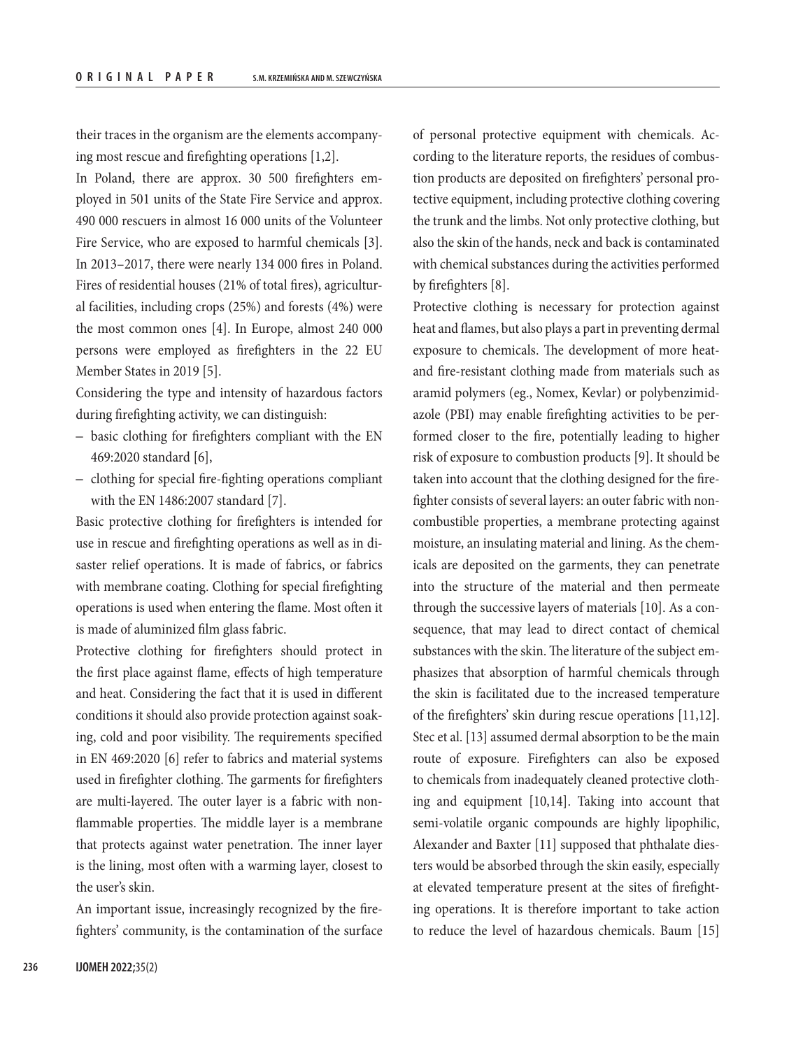their traces in the organism are the elements accompanying most rescue and firefighting operations [1,2].

In Poland, there are approx. 30 500 firefighters employed in 501 units of the State Fire Service and approx. 490 000 rescuers in almost 16 000 units of the Volunteer Fire Service, who are exposed to harmful chemicals [3]. In 2013–2017, there were nearly 134 000 fires in Poland. Fires of residential houses (21% of total fires), agricultural facilities, including crops (25%) and forests (4%) were the most common ones [4]. In Europe, almost 240 000 persons were employed as firefighters in the 22 EU Member States in 2019 [5].

Considering the type and intensity of hazardous factors during firefighting activity, we can distinguish:

- basic clothing for firefighters compliant with the EN 469:2020 standard [6],
- clothing for special fire-fighting operations compliant with the EN 1486:2007 standard [7].

Basic protective clothing for firefighters is intended for use in rescue and firefighting operations as well as in disaster relief operations. It is made of fabrics, or fabrics with membrane coating. Clothing for special firefighting operations is used when entering the flame. Most often it is made of aluminized film glass fabric.

Protective clothing for firefighters should protect in the first place against flame, effects of high temperature and heat. Considering the fact that it is used in different conditions it should also provide protection against soaking, cold and poor visibility. The requirements specified in EN 469:2020 [6] refer to fabrics and material systems used in firefighter clothing. The garments for firefighters are multi-layered. The outer layer is a fabric with nonflammable properties. The middle layer is a membrane that protects against water penetration. The inner layer is the lining, most often with a warming layer, closest to the user's skin.

An important issue, increasingly recognized by the firefighters' community, is the contamination of the surface of personal protective equipment with chemicals. According to the literature reports, the residues of combustion products are deposited on firefighters' personal protective equipment, including protective clothing covering the trunk and the limbs. Not only protective clothing, but also the skin of the hands, neck and back is contaminated with chemical substances during the activities performed by firefighters [8].

Protective clothing is necessary for protection against heat and flames, but also plays a part in preventing dermal exposure to chemicals. The development of more heat- and fire-resistant clothing made from materials such as aramid polymers (eg., Nomex, Kevlar) or polybenzimidazole (PBI) may enable firefighting activities to be performed closer to the fire, potentially leading to higher risk of exposure to combustion products [9]. It should be taken into account that the clothing designed for the firefighter consists of several layers: an outer fabric with noncombustible properties, a membrane protecting against moisture, an insulating material and lining. As the chemicals are deposited on the garments, they can penetrate into the structure of the material and then permeate through the successive layers of materials [10]. As a consequence, that may lead to direct contact of chemical substances with the skin. The literature of the subject emphasizes that absorption of harmful chemicals through the skin is facilitated due to the increased temperature of the firefighters' skin during rescue operations [11,12]. Stec et al. [13] assumed dermal absorption to be the main route of exposure. Firefighters can also be exposed to chemicals from inadequately cleaned protective clothing and equipment [10,14]. Taking into account that semi-volatile organic compounds are highly lipophilic, Alexander and Baxter [11] supposed that phthalate diesters would be absorbed through the skin easily, especially at elevated temperature present at the sites of firefighting operations. It is therefore important to take action to reduce the level of hazardous chemicals. Baum [15]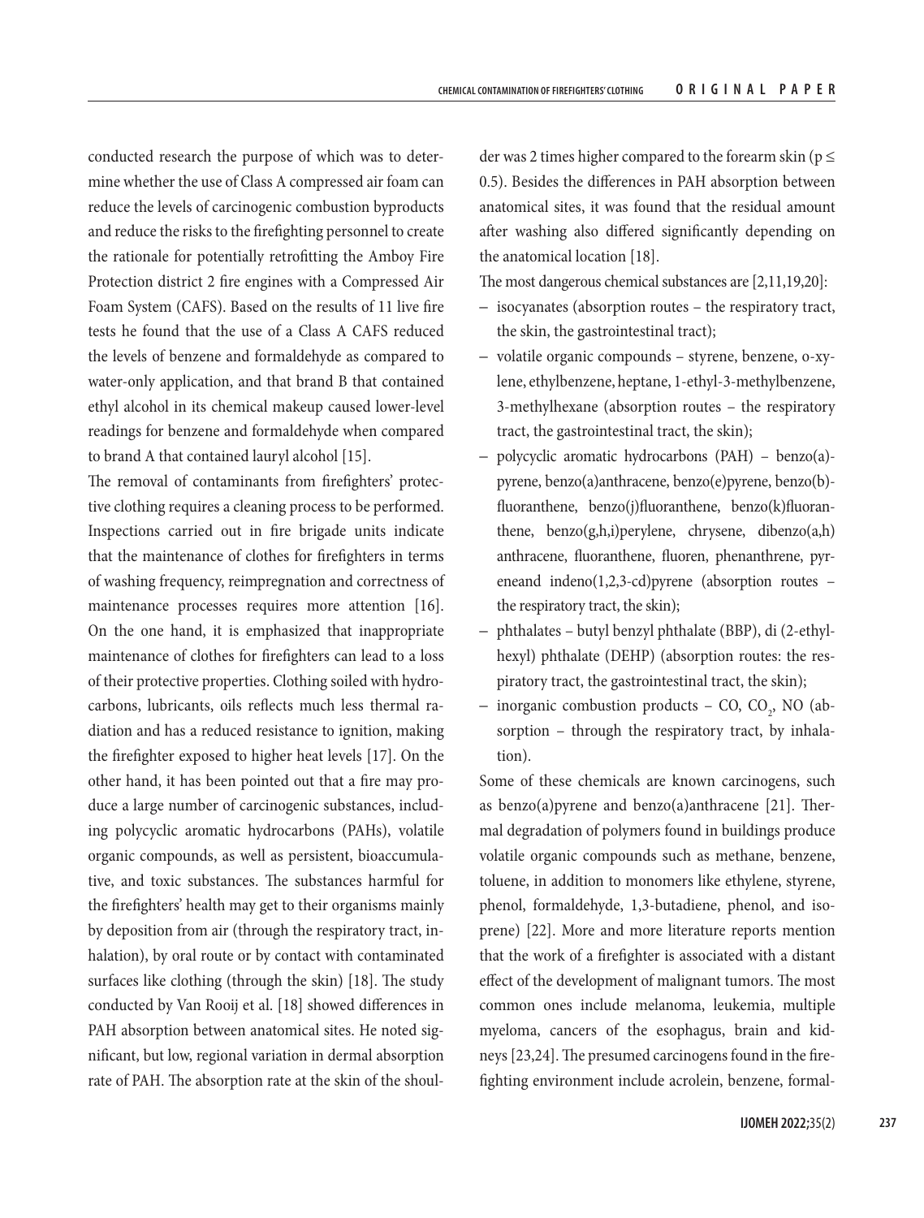conducted research the purpose of which was to determine whether the use of Class A compressed air foam can reduce the levels of carcinogenic combustion byproducts and reduce the risks to the firefighting personnel to create the rationale for potentially retrofitting the Amboy Fire Protection district 2 fire engines with a Compressed Air Foam System (CAFS). Based on the results of 11 live fire tests he found that the use of a Class A CAFS reduced the levels of benzene and formaldehyde as compared to water-only application, and that brand B that contained ethyl alcohol in its chemical makeup caused lower-level readings for benzene and formaldehyde when compared to brand A that contained lauryl alcohol [15].

The removal of contaminants from firefighters' protective clothing requires a cleaning process to be performed. Inspections carried out in fire brigade units indicate that the maintenance of clothes for firefighters in terms of washing frequency, reimpregnation and correctness of maintenance processes requires more attention [16]. On the one hand, it is emphasized that inappropriate maintenance of clothes for firefighters can lead to a loss of their protective properties. Clothing soiled with hydrocarbons, lubricants, oils reflects much less thermal radiation and has a reduced resistance to ignition, making the firefighter exposed to higher heat levels [17]. On the other hand, it has been pointed out that a fire may produce a large number of carcinogenic substances, including polycyclic aromatic hydrocarbons (PAHs), volatile organic compounds, as well as persistent, bioaccumulative, and toxic substances. The substances harmful for the firefighters' health may get to their organisms mainly by deposition from air (through the respiratory tract, inhalation), by oral route or by contact with contaminated surfaces like clothing (through the skin) [18]. The study conducted by Van Rooij et al. [18] showed differences in PAH absorption between anatomical sites. He noted significant, but low, regional variation in dermal absorption rate of PAH. The absorption rate at the skin of the shoulder was 2 times higher compared to the forearm skin ($p \leq 0.5$). Besides the differences in PAH absorption between anatomical sites, it was found that the residual amount after washing also differed significantly depending on the anatomical location [18].

The most dangerous chemical substances are [2,11,19,20]:

- isocyanates (absorption routes – the respiratory tract, the skin, the gastrointestinal tract);
- volatile organic compounds – styrene, benzene, o-xylene, ethylbenzene, heptane, 1-ethyl-3-methylbenzene, 3-methylhexane (absorption routes – the respiratory tract, the gastrointestinal tract, the skin);
- polycyclic aromatic hydrocarbons (PAH) – benzo(a)-pyrene, benzo(a)anthracene, benzo(e)pyrene, benzo(b)-fluoranthene, benzo(j)fluoranthene, benzo(k)fluoranthene, benzo(g,h,i)perylene, chrysene, dibenzo(a,h) anthracene, fluoranthene, fluoren, phenanthrene, pyreneand indeno(1,2,3-cd)pyrene (absorption routes – the respiratory tract, the skin);
- phthalates – butyl benzyl phthalate (BBP), di (2-ethylhexyl) phthalate (DEHP) (absorption routes: the respiratory tract, the gastrointestinal tract, the skin);
- inorganic combustion products – CO, $CO_2$, NO (absorption – through the respiratory tract, by inhalation).

Some of these chemicals are known carcinogens, such as benzo(a)pyrene and benzo(a)anthracene [21]. Thermal degradation of polymers found in buildings produce volatile organic compounds such as methane, benzene, toluene, in addition to monomers like ethylene, styrene, phenol, formaldehyde, 1,3-butadiene, phenol, and isoprene) [22]. More and more literature reports mention that the work of a firefighter is associated with a distant effect of the development of malignant tumors. The most common ones include melanoma, leukemia, multiple myeloma, cancers of the esophagus, brain and kidneys [23,24]. The presumed carcinogens found in the firefighting environment include acrolein, benzene, formal-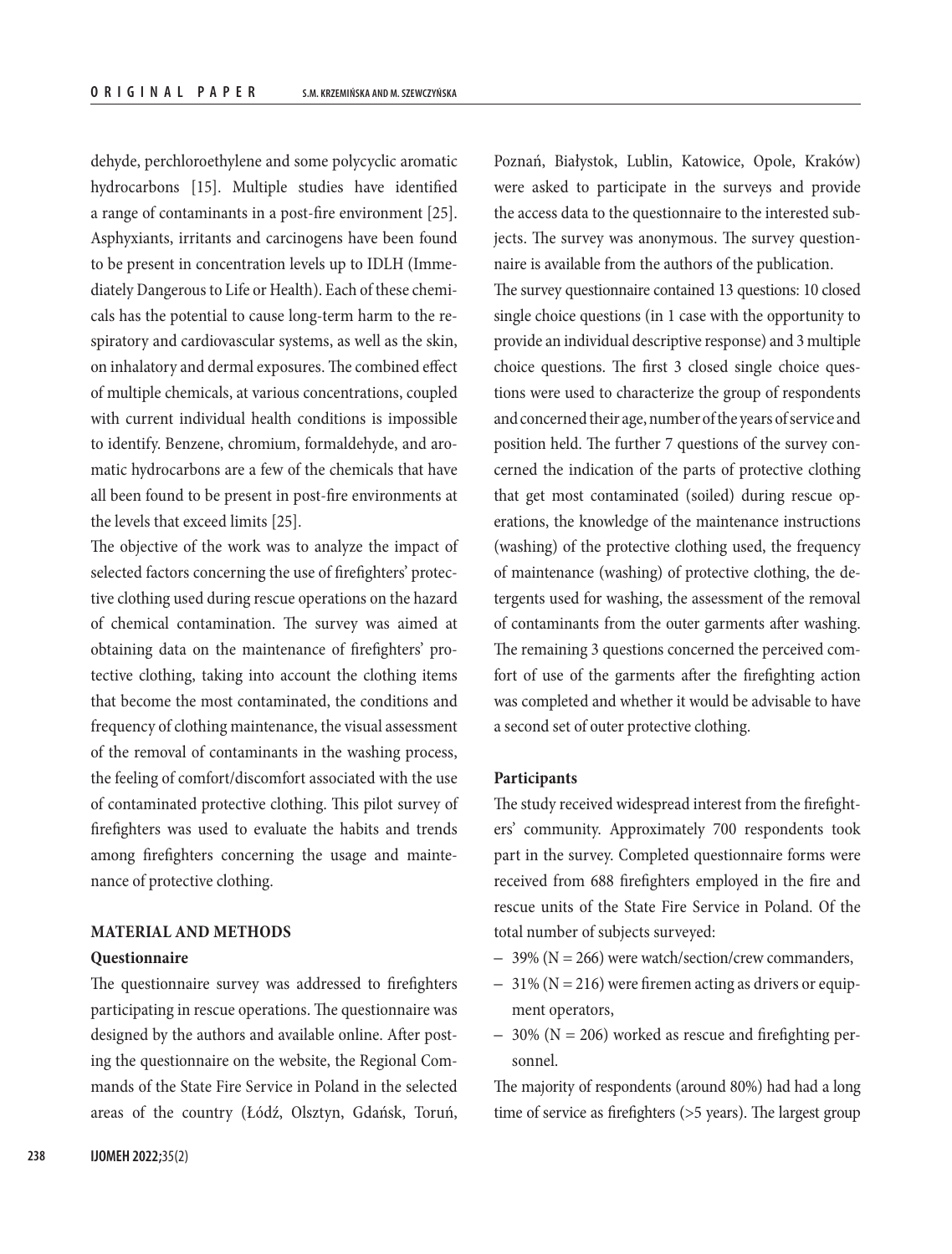dehyde, perchloroethylene and some polycyclic aromatic hydrocarbons [15]. Multiple studies have identified a range of contaminants in a post-fire environment [25]. Asphyxiants, irritants and carcinogens have been found to be present in concentration levels up to IDLH (Immediately Dangerous to Life or Health). Each of these chemicals has the potential to cause long-term harm to the respiratory and cardiovascular systems, as well as the skin, on inhalatory and dermal exposures. The combined effect of multiple chemicals, at various concentrations, coupled with current individual health conditions is impossible to identify. Benzene, chromium, formaldehyde, and aromatic hydrocarbons are a few of the chemicals that have all been found to be present in post-fire environments at the levels that exceed limits [25].

The objective of the work was to analyze the impact of selected factors concerning the use of firefighters' protective clothing used during rescue operations on the hazard of chemical contamination. The survey was aimed at obtaining data on the maintenance of firefighters' protective clothing, taking into account the clothing items that become the most contaminated, the conditions and frequency of clothing maintenance, the visual assessment of the removal of contaminants in the washing process, the feeling of comfort/discomfort associated with the use of contaminated protective clothing. This pilot survey of firefighters was used to evaluate the habits and trends among firefighters concerning the usage and maintenance of protective clothing.

## MATERIAL AND METHODS

### Questionnaire

The questionnaire survey was addressed to firefighters participating in rescue operations. The questionnaire was designed by the authors and available online. After posting the questionnaire on the website, the Regional Commands of the State Fire Service in Poland in the selected areas of the country (Łódź, Olsztyn, Gdańsk, Toruń, Poznań, Białystok, Lublin, Katowice, Opole, Kraków) were asked to participate in the surveys and provide the access data to the questionnaire to the interested subjects. The survey was anonymous. The survey questionnaire is available from the authors of the publication.

The survey questionnaire contained 13 questions: 10 closed single choice questions (in 1 case with the opportunity to provide an individual descriptive response) and 3 multiple choice questions. The first 3 closed single choice questions were used to characterize the group of respondents and concerned their age, number of the years of service and position held. The further 7 questions of the survey concerned the indication of the parts of protective clothing that get most contaminated (soiled) during rescue operations, the knowledge of the maintenance instructions (washing) of the protective clothing used, the frequency of maintenance (washing) of protective clothing, the detergents used for washing, the assessment of the removal of contaminants from the outer garments after washing. The remaining 3 questions concerned the perceived comfort of use of the garments after the firefighting action was completed and whether it would be advisable to have a second set of outer protective clothing.

### Participants

The study received widespread interest from the firefighters' community. Approximately 700 respondents took part in the survey. Completed questionnaire forms were received from 688 firefighters employed in the fire and rescue units of the State Fire Service in Poland. Of the total number of subjects surveyed:

- 39% (N = 266) were watch/section/crew commanders,
- 31% (N = 216) were firemen acting as drivers or equipment operators,
- 30% (N = 206) worked as rescue and firefighting personnel.

The majority of respondents (around 80%) had had a long time of service as firefighters (>5 years). The largest group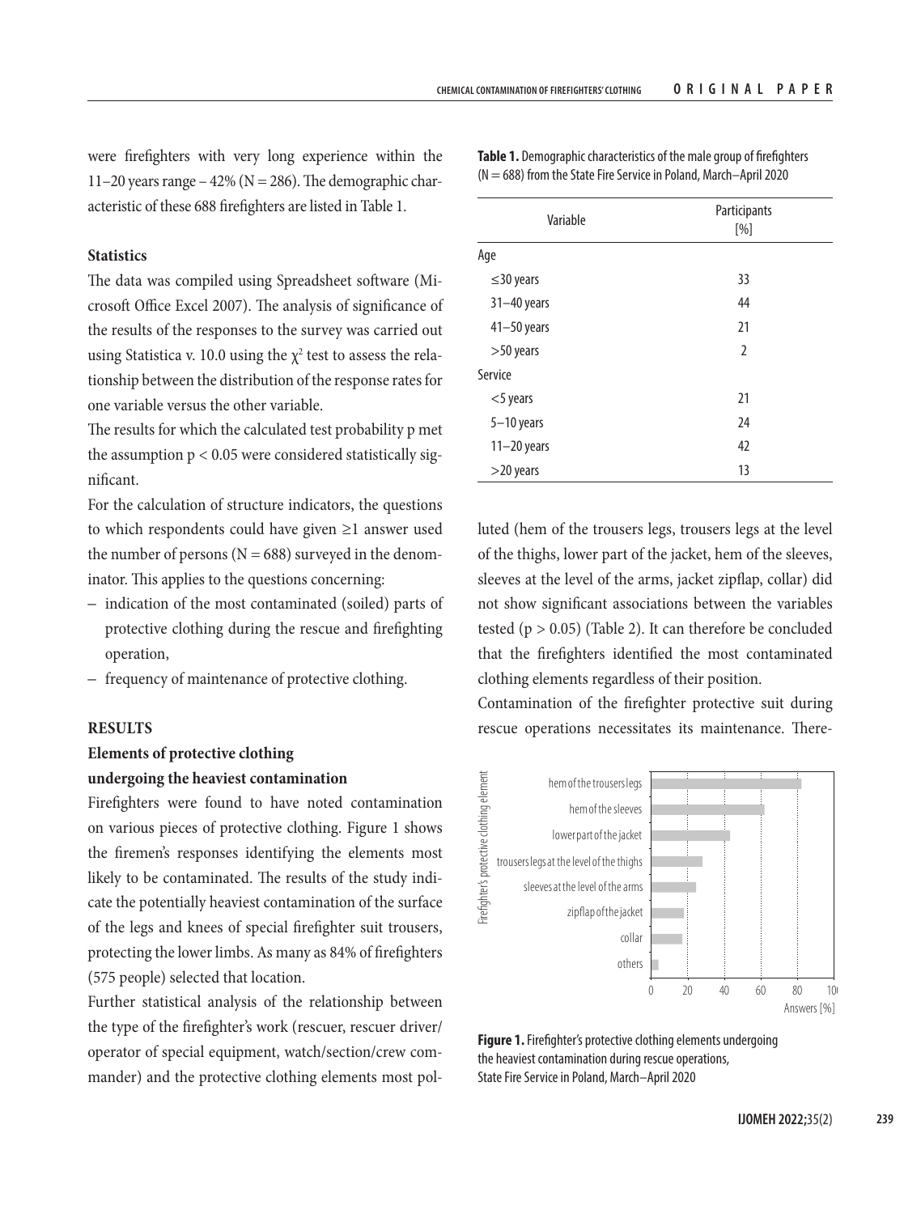were firefighters with very long experience within the 11–20 years range – 42% (N = 286). The demographic characteristic of these 688 firefighters are listed in Table 1.

### Statistics

The data was compiled using Spreadsheet software (Microsoft Office Excel 2007). The analysis of significance of the results of the responses to the survey was carried out using Statistica v. 10.0 using the $\chi^2$ test to assess the relationship between the distribution of the response rates for one variable versus the other variable.

The results for which the calculated test probability p met the assumption $p < 0.05$ were considered statistically significant.

For the calculation of structure indicators, the questions to which respondents could have given ≥1 answer used the number of persons (N = 688) surveyed in the denominator. This applies to the questions concerning:

- indication of the most contaminated (soiled) parts of protective clothing during the rescue and firefighting operation,
- frequency of maintenance of protective clothing.

## RESULTS

### Elements of protective clothing undergoing the heaviest contamination

Firefighters were found to have noted contamination on various pieces of protective clothing. Figure 1 shows the firemen's responses identifying the elements most likely to be contaminated. The results of the study indicate the potentially heaviest contamination of the surface of the legs and knees of special firefighter suit trousers, protecting the lower limbs. As many as 84% of firefighters (575 people) selected that location.

Further statistical analysis of the relationship between the type of the firefighter's work (rescuer, rescuer driver/operator of special equipment, watch/section/crew commander) and the protective clothing elements most polluted (hem of the trousers legs, trousers legs at the level of the thighs, lower part of the jacket, hem of the sleeves, sleeves at the level of the arms, jacket zipflap, collar) did not show significant associations between the variables tested ($p > 0.05$) (Table 2). It can therefore be concluded that the firefighters identified the most contaminated clothing elements regardless of their position.

Contamination of the firefighter protective suit during rescue operations necessitates its maintenance. There-

**Table 1.** Demographic characteristics of the male group of firefighters (N = 688) from the State Fire Service in Poland, March–April 2020

| Variable | Participants [%] |
|---|---|
| Age | |
| ≤30 years | 33 |
| 31–40 years | 44 |
| 41–50 years | 21 |
| >50 years | 2 |
| Service | |
| <5 years | 21 |
| 5–10 years | 24 |
| 11–20 years | 42 |
| >20 years | 13 |

**Figure 1.** Firefighter's protective clothing elements undergoing the heaviest contamination during rescue operations, State Fire Service in Poland, March–April 2020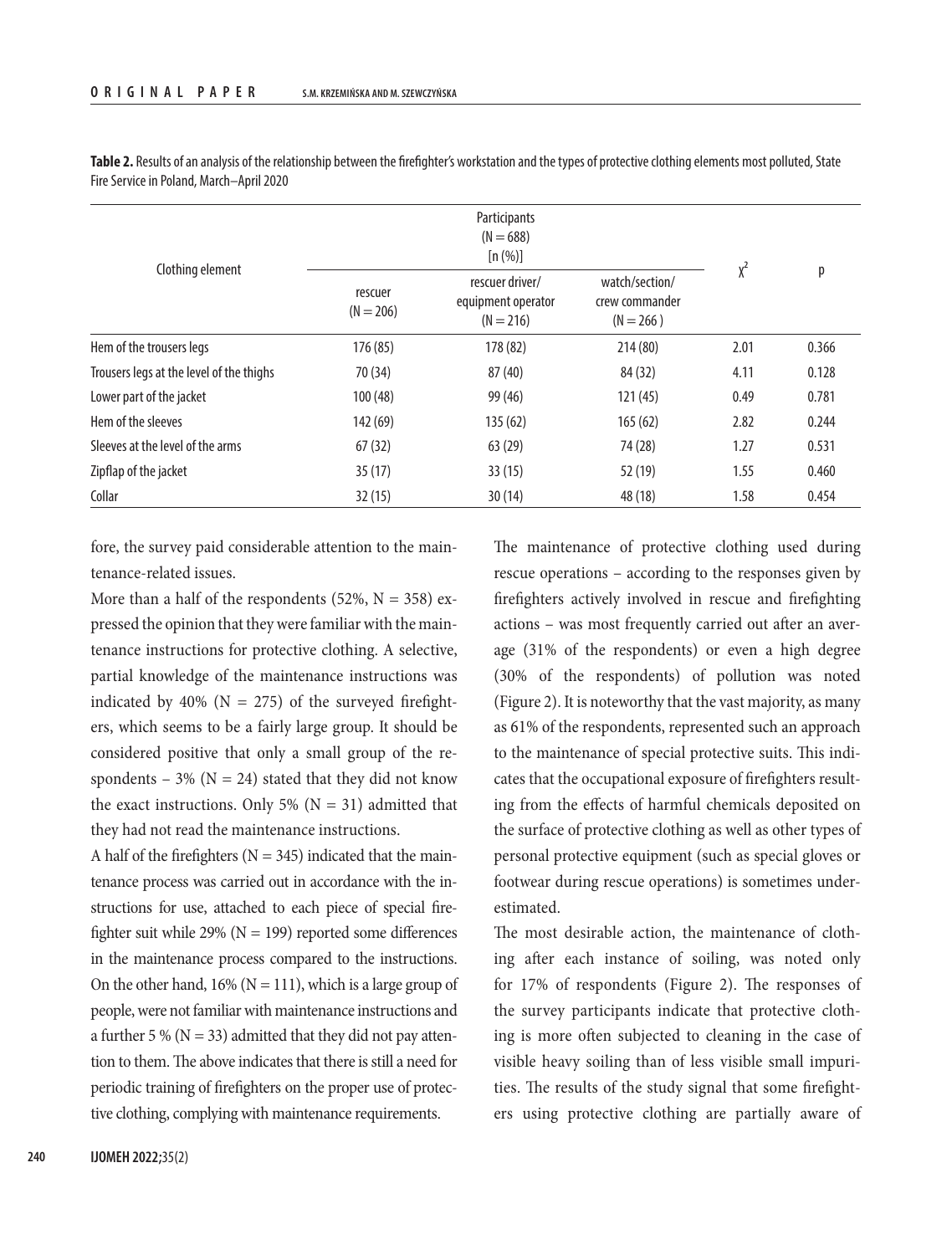**Table 2.** Results of an analysis of the relationship between the firefighter's workstation and the types of protective clothing elements most polluted, State Fire Service in Poland, March–April 2020

| Clothing element | Participants (N = 688) [n (%)] | | | $\chi^2$ | p |
|---|---|---|---|---|---|
| | rescuer (N = 206) | rescuer driver/ equipment operator (N = 216) | watch/section/ crew commander (N = 266 ) | | |
| Hem of the trousers legs | 176 (85) | 178 (82) | 214 (80) | 2.01 | 0.366 |
| Trousers legs at the level of the thighs | 70 (34) | 87 (40) | 84 (32) | 4.11 | 0.128 |
| Lower part of the jacket | 100 (48) | 99 (46) | 121 (45) | 0.49 | 0.781 |
| Hem of the sleeves | 142 (69) | 135 (62) | 165 (62) | 2.82 | 0.244 |
| Sleeves at the level of the arms | 67 (32) | 63 (29) | 74 (28) | 1.27 | 0.531 |
| Zipflap of the jacket | 35 (17) | 33 (15) | 52 (19) | 1.55 | 0.460 |
| Collar | 32 (15) | 30 (14) | 48 (18) | 1.58 | 0.454 |

fore, the survey paid considerable attention to the maintenance-related issues.

More than a half of the respondents (52%, N = 358) expressed the opinion that they were familiar with the maintenance instructions for protective clothing. A selective, partial knowledge of the maintenance instructions was indicated by 40% (N = 275) of the surveyed firefighters, which seems to be a fairly large group. It should be considered positive that only a small group of the respondents – 3% (N = 24) stated that they did not know the exact instructions. Only 5% (N = 31) admitted that they had not read the maintenance instructions.

A half of the firefighters (N = 345) indicated that the maintenance process was carried out in accordance with the instructions for use, attached to each piece of special firefighter suit while 29% (N = 199) reported some differences in the maintenance process compared to the instructions. On the other hand, 16% (N = 111), which is a large group of people, were not familiar with maintenance instructions and a further 5 % (N = 33) admitted that they did not pay attention to them. The above indicates that there is still a need for periodic training of firefighters on the proper use of protective clothing, complying with maintenance requirements.

The maintenance of protective clothing used during rescue operations – according to the responses given by firefighters actively involved in rescue and firefighting actions – was most frequently carried out after an average (31% of the respondents) or even a high degree (30% of the respondents) of pollution was noted (Figure 2). It is noteworthy that the vast majority, as many as 61% of the respondents, represented such an approach to the maintenance of special protective suits. This indicates that the occupational exposure of firefighters resulting from the effects of harmful chemicals deposited on the surface of protective clothing as well as other types of personal protective equipment (such as special gloves or footwear during rescue operations) is sometimes underestimated.

The most desirable action, the maintenance of clothing after each instance of soiling, was noted only for 17% of respondents (Figure 2). The responses of the survey participants indicate that protective clothing is more often subjected to cleaning in the case of visible heavy soiling than of less visible small impurities. The results of the study signal that some firefighters using protective clothing are partially aware of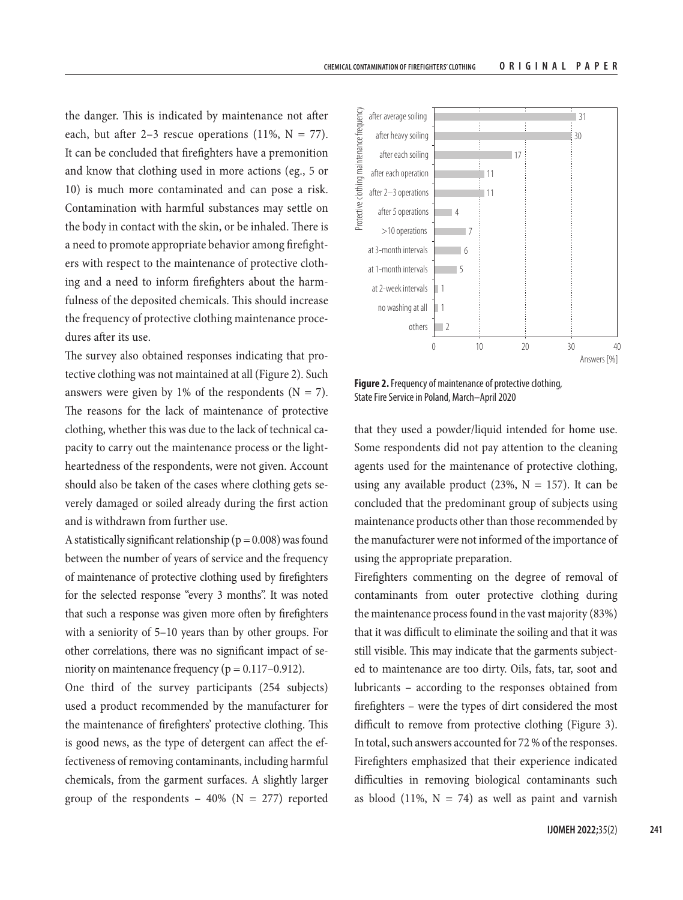the danger. This is indicated by maintenance not after each, but after 2–3 rescue operations (11%, N = 77). It can be concluded that firefighters have a premonition and know that clothing used in more actions (eg., 5 or 10) is much more contaminated and can pose a risk. Contamination with harmful substances may settle on the body in contact with the skin, or be inhaled. There is a need to promote appropriate behavior among firefighters with respect to the maintenance of protective clothing and a need to inform firefighters about the harmfulness of the deposited chemicals. This should increase the frequency of protective clothing maintenance procedures after its use.

The survey also obtained responses indicating that protective clothing was not maintained at all (Figure 2). Such answers were given by 1% of the respondents (N = 7). The reasons for the lack of maintenance of protective clothing, whether this was due to the lack of technical capacity to carry out the maintenance process or the lightheartedness of the respondents, were not given. Account should also be taken of the cases where clothing gets severely damaged or soiled already during the first action and is withdrawn from further use.

A statistically significant relationship (p = 0.008) was found between the number of years of service and the frequency of maintenance of protective clothing used by firefighters for the selected response "every 3 months". It was noted that such a response was given more often by firefighters with a seniority of 5–10 years than by other groups. For other correlations, there was no significant impact of seniority on maintenance frequency (p = 0.117–0.912).

One third of the survey participants (254 subjects) used a product recommended by the manufacturer for the maintenance of firefighters' protective clothing. This is good news, as the type of detergent can affect the effectiveness of removing contaminants, including harmful chemicals, from the garment surfaces. A slightly larger group of the respondents – 40% (N = 277) reported that they used a powder/liquid intended for home use. Some respondents did not pay attention to the cleaning agents used for the maintenance of protective clothing, using any available product (23%, N = 157). It can be concluded that the predominant group of subjects using maintenance products other than those recommended by the manufacturer were not informed of the importance of using the appropriate preparation.

| Protective clothing maintenance frequency | Answers [%] |
|---|---|
| after average soiling | 31 |
| after heavy soiling | 30 |
| after each soiling | 17 |
| after each operation | 11 |
| after 2–3 operations | 11 |
| after 5 operations | 4 |
| >10 operations | 7 |
| at 3-month intervals | 6 |
| at 1-month intervals | 5 |
| at 2-week intervals | 1 |
| no washing at all | 1 |
| others | 2 |

**Figure 2.** Frequency of maintenance of protective clothing, State Fire Service in Poland, March–April 2020

Firefighters commenting on the degree of removal of contaminants from outer protective clothing during the maintenance process found in the vast majority (83%) that it was difficult to eliminate the soiling and that it was still visible. This may indicate that the garments subjected to maintenance are too dirty. Oils, fats, tar, soot and lubricants – according to the responses obtained from firefighters – were the types of dirt considered the most difficult to remove from protective clothing (Figure 3). In total, such answers accounted for 72 % of the responses. Firefighters emphasized that their experience indicated difficulties in removing biological contaminants such as blood (11%, N = 74) as well as paint and varnish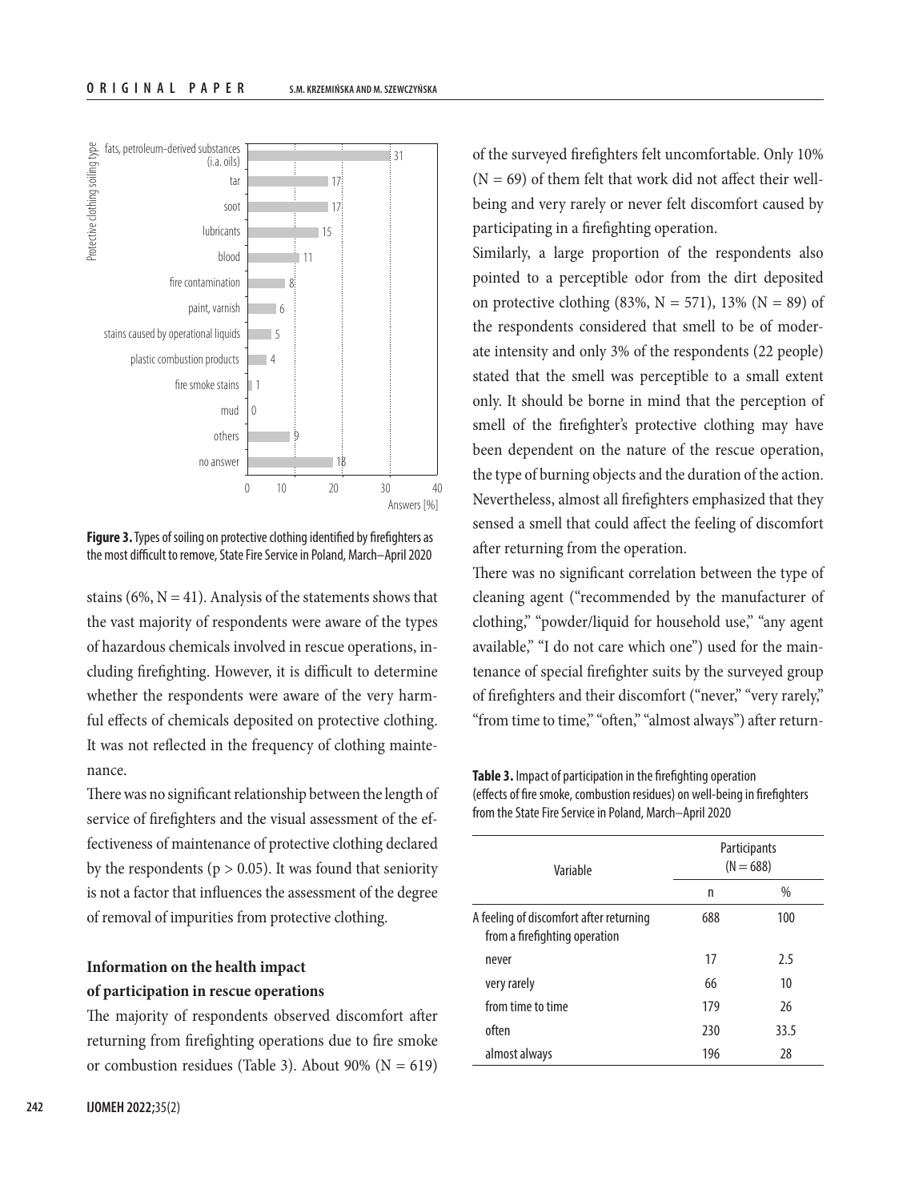**Figure 3.** Types of soiling on protective clothing identified by firefighters as the most difficult to remove, State Fire Service in Poland, March–April 2020

stains (6%, N = 41). Analysis of the statements shows that the vast majority of respondents were aware of the types of hazardous chemicals involved in rescue operations, including firefighting. However, it is difficult to determine whether the respondents were aware of the very harmful effects of chemicals deposited on protective clothing. It was not reflected in the frequency of clothing maintenance.

There was no significant relationship between the length of service of firefighters and the visual assessment of the effectiveness of maintenance of protective clothing declared by the respondents ($p > 0.05$). It was found that seniority is not a factor that influences the assessment of the degree of removal of impurities from protective clothing.

### Information on the health impact of participation in rescue operations

The majority of respondents observed discomfort after returning from firefighting operations due to fire smoke or combustion residues (Table 3). About 90% (N = 619) of the surveyed firefighters felt uncomfortable. Only 10% (N = 69) of them felt that work did not affect their well-being and very rarely or never felt discomfort caused by participating in a firefighting operation.

Similarly, a large proportion of the respondents also pointed to a perceptible odor from the dirt deposited on protective clothing (83%, N = 571), 13% (N = 89) of the respondents considered that smell to be of moderate intensity and only 3% of the respondents (22 people) stated that the smell was perceptible to a small extent only. It should be borne in mind that the perception of smell of the firefighter's protective clothing may have been dependent on the nature of the rescue operation, the type of burning objects and the duration of the action. Nevertheless, almost all firefighters emphasized that they sensed a smell that could affect the feeling of discomfort after returning from the operation.

There was no significant correlation between the type of cleaning agent ("recommended by the manufacturer of clothing," "powder/liquid for household use," "any agent available," "I do not care which one") used for the maintenance of special firefighter suits by the surveyed group of firefighters and their discomfort ("never," "very rarely," "from time to time," "often," "almost always") after return-

**Table 3.** Impact of participation in the firefighting operation (effects of fire smoke, combustion residues) on well-being in firefighters from the State Fire Service in Poland, March–April 2020

| Variable | Participants (N = 688) | |
|---|---|---|
| | n | % |
| A feeling of discomfort after returning from a firefighting operation | 688 | 100 |
| never | 17 | 2.5 |
| very rarely | 66 | 10 |
| from time to time | 179 | 26 |
| often | 230 | 33.5 |
| almost always | 196 | 28 |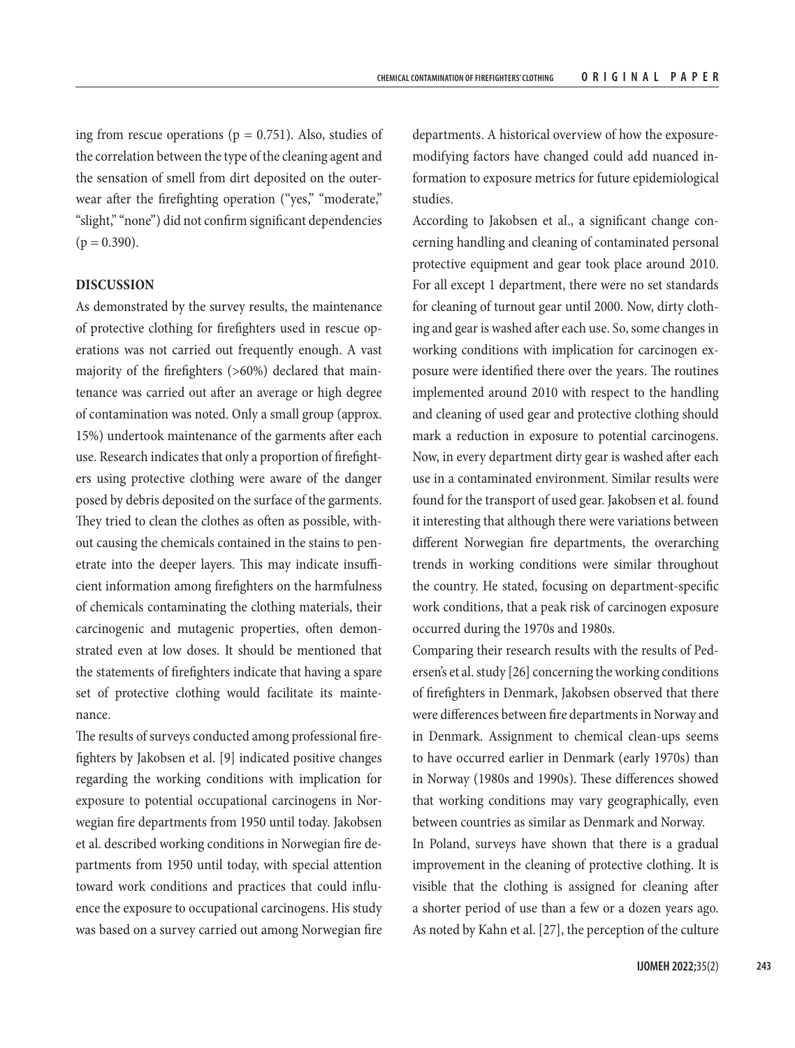ing from rescue operations ($p = 0.751$). Also, studies of the correlation between the type of the cleaning agent and the sensation of smell from dirt deposited on the outerwear after the firefighting operation ("yes," "moderate," "slight," "none") did not confirm significant dependencies ($p = 0.390$).

## DISCUSSION

As demonstrated by the survey results, the maintenance of protective clothing for firefighters used in rescue operations was not carried out frequently enough. A vast majority of the firefighters (>60%) declared that maintenance was carried out after an average or high degree of contamination was noted. Only a small group (approx. 15%) undertook maintenance of the garments after each use. Research indicates that only a proportion of firefighters using protective clothing were aware of the danger posed by debris deposited on the surface of the garments. They tried to clean the clothes as often as possible, without causing the chemicals contained in the stains to penetrate into the deeper layers. This may indicate insufficient information among firefighters on the harmfulness of chemicals contaminating the clothing materials, their carcinogenic and mutagenic properties, often demonstrated even at low doses. It should be mentioned that the statements of firefighters indicate that having a spare set of protective clothing would facilitate its maintenance.

The results of surveys conducted among professional firefighters by Jakobsen et al. [9] indicated positive changes regarding the working conditions with implication for exposure to potential occupational carcinogens in Norwegian fire departments from 1950 until today. Jakobsen et al. described working conditions in Norwegian fire departments from 1950 until today, with special attention toward work conditions and practices that could influence the exposure to occupational carcinogens. His study was based on a survey carried out among Norwegian fire departments. A historical overview of how the exposure-modifying factors have changed could add nuanced information to exposure metrics for future epidemiological studies.

According to Jakobsen et al., a significant change concerning handling and cleaning of contaminated personal protective equipment and gear took place around 2010. For all except 1 department, there were no set standards for cleaning of turnout gear until 2000. Now, dirty clothing and gear is washed after each use. So, some changes in working conditions with implication for carcinogen exposure were identified there over the years. The routines implemented around 2010 with respect to the handling and cleaning of used gear and protective clothing should mark a reduction in exposure to potential carcinogens. Now, in every department dirty gear is washed after each use in a contaminated environment. Similar results were found for the transport of used gear. Jakobsen et al. found it interesting that although there were variations between different Norwegian fire departments, the overarching trends in working conditions were similar throughout the country. He stated, focusing on department-specific work conditions, that a peak risk of carcinogen exposure occurred during the 1970s and 1980s.

Comparing their research results with the results of Pedersen's et al. study [26] concerning the working conditions of firefighters in Denmark, Jakobsen observed that there were differences between fire departments in Norway and in Denmark. Assignment to chemical clean-ups seems to have occurred earlier in Denmark (early 1970s) than in Norway (1980s and 1990s). These differences showed that working conditions may vary geographically, even between countries as similar as Denmark and Norway.

In Poland, surveys have shown that there is a gradual improvement in the cleaning of protective clothing. It is visible that the clothing is assigned for cleaning after a shorter period of use than a few or a dozen years ago. As noted by Kahn et al. [27], the perception of the culture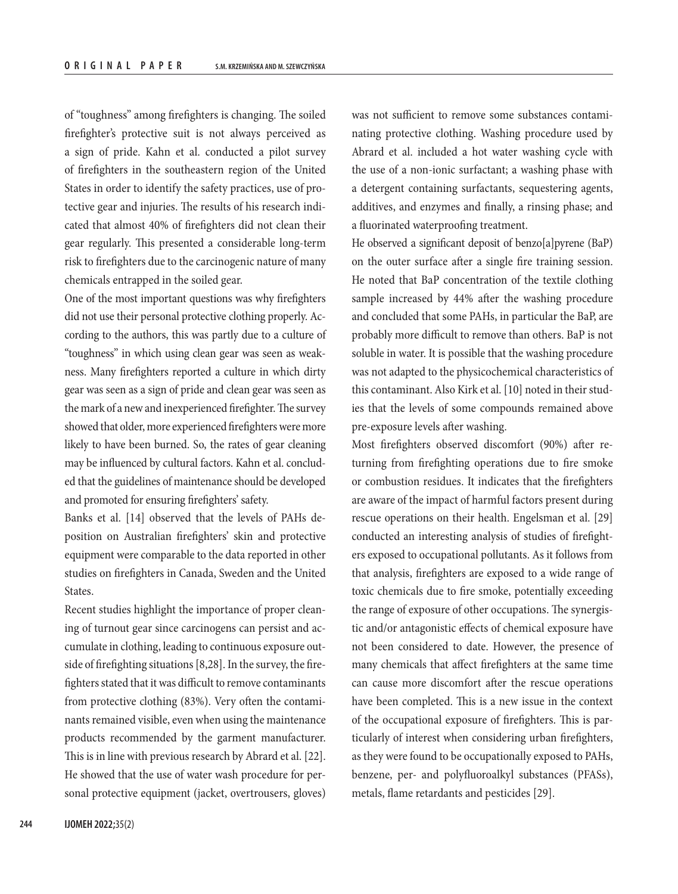of "toughness" among firefighters is changing. The soiled firefighter's protective suit is not always perceived as a sign of pride. Kahn et al. conducted a pilot survey of firefighters in the southeastern region of the United States in order to identify the safety practices, use of protective gear and injuries. The results of his research indicated that almost 40% of firefighters did not clean their gear regularly. This presented a considerable long-term risk to firefighters due to the carcinogenic nature of many chemicals entrapped in the soiled gear.

One of the most important questions was why firefighters did not use their personal protective clothing properly. According to the authors, this was partly due to a culture of "toughness" in which using clean gear was seen as weakness. Many firefighters reported a culture in which dirty gear was seen as a sign of pride and clean gear was seen as the mark of a new and inexperienced firefighter. The survey showed that older, more experienced firefighters were more likely to have been burned. So, the rates of gear cleaning may be influenced by cultural factors. Kahn et al. concluded that the guidelines of maintenance should be developed and promoted for ensuring firefighters' safety.

Banks et al. [14] observed that the levels of PAHs deposition on Australian firefighters' skin and protective equipment were comparable to the data reported in other studies on firefighters in Canada, Sweden and the United States.

Recent studies highlight the importance of proper cleaning of turnout gear since carcinogens can persist and accumulate in clothing, leading to continuous exposure outside of firefighting situations [8,28]. In the survey, the firefighters stated that it was difficult to remove contaminants from protective clothing (83%). Very often the contaminants remained visible, even when using the maintenance products recommended by the garment manufacturer. This is in line with previous research by Abrard et al. [22]. He showed that the use of water wash procedure for personal protective equipment (jacket, overtrousers, gloves) was not sufficient to remove some substances contaminating protective clothing. Washing procedure used by Abrard et al. included a hot water washing cycle with the use of a non-ionic surfactant; a washing phase with a detergent containing surfactants, sequestering agents, additives, and enzymes and finally, a rinsing phase; and a fluorinated waterproofing treatment.

He observed a significant deposit of benzo[a]pyrene (BaP) on the outer surface after a single fire training session. He noted that BaP concentration of the textile clothing sample increased by 44% after the washing procedure and concluded that some PAHs, in particular the BaP, are probably more difficult to remove than others. BaP is not soluble in water. It is possible that the washing procedure was not adapted to the physicochemical characteristics of this contaminant. Also Kirk et al. [10] noted in their studies that the levels of some compounds remained above pre-exposure levels after washing.

Most firefighters observed discomfort (90%) after returning from firefighting operations due to fire smoke or combustion residues. It indicates that the firefighters are aware of the impact of harmful factors present during rescue operations on their health. Engelsman et al. [29] conducted an interesting analysis of studies of firefighters exposed to occupational pollutants. As it follows from that analysis, firefighters are exposed to a wide range of toxic chemicals due to fire smoke, potentially exceeding the range of exposure of other occupations. The synergistic and/or antagonistic effects of chemical exposure have not been considered to date. However, the presence of many chemicals that affect firefighters at the same time can cause more discomfort after the rescue operations have been completed. This is a new issue in the context of the occupational exposure of firefighters. This is particularly of interest when considering urban firefighters, as they were found to be occupationally exposed to PAHs, benzene, per- and polyfluoroalkyl substances (PFASs), metals, flame retardants and pesticides [29].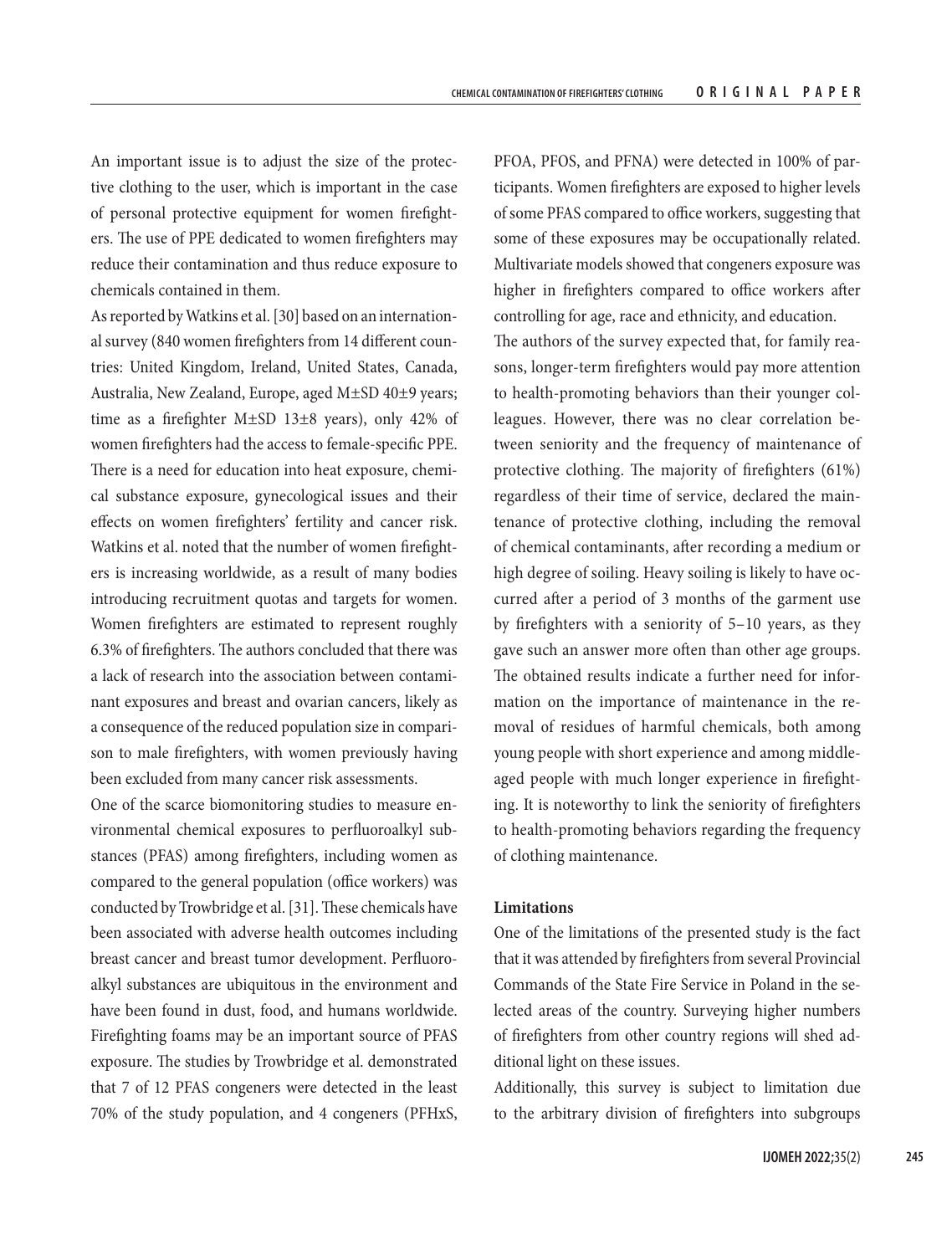An important issue is to adjust the size of the protective clothing to the user, which is important in the case of personal protective equipment for women firefighters. The use of PPE dedicated to women firefighters may reduce their contamination and thus reduce exposure to chemicals contained in them.

As reported by Watkins et al. [30] based on an international survey (840 women firefighters from 14 different countries: United Kingdom, Ireland, United States, Canada, Australia, New Zealand, Europe, aged M±SD 40±9 years; time as a firefighter M±SD 13±8 years), only 42% of women firefighters had the access to female-specific PPE. There is a need for education into heat exposure, chemical substance exposure, gynecological issues and their effects on women firefighters' fertility and cancer risk. Watkins et al. noted that the number of women firefighters is increasing worldwide, as a result of many bodies introducing recruitment quotas and targets for women. Women firefighters are estimated to represent roughly 6.3% of firefighters. The authors concluded that there was a lack of research into the association between contaminant exposures and breast and ovarian cancers, likely as a consequence of the reduced population size in comparison to male firefighters, with women previously having been excluded from many cancer risk assessments.

One of the scarce biomonitoring studies to measure environmental chemical exposures to perfluoroalkyl substances (PFAS) among firefighters, including women as compared to the general population (office workers) was conducted by Trowbridge et al. [31]. These chemicals have been associated with adverse health outcomes including breast cancer and breast tumor development. Perfluoroalkyl substances are ubiquitous in the environment and have been found in dust, food, and humans worldwide. Firefighting foams may be an important source of PFAS exposure. The studies by Trowbridge et al. demonstrated that 7 of 12 PFAS congeners were detected in the least 70% of the study population, and 4 congeners (PFHxS, PFOA, PFOS, and PFNA) were detected in 100% of participants. Women firefighters are exposed to higher levels of some PFAS compared to office workers, suggesting that some of these exposures may be occupationally related. Multivariate models showed that congeners exposure was higher in firefighters compared to office workers after controlling for age, race and ethnicity, and education.

The authors of the survey expected that, for family reasons, longer-term firefighters would pay more attention to health-promoting behaviors than their younger colleagues. However, there was no clear correlation between seniority and the frequency of maintenance of protective clothing. The majority of firefighters (61%) regardless of their time of service, declared the maintenance of protective clothing, including the removal of chemical contaminants, after recording a medium or high degree of soiling. Heavy soiling is likely to have occurred after a period of 3 months of the garment use by firefighters with a seniority of 5–10 years, as they gave such an answer more often than other age groups. The obtained results indicate a further need for information on the importance of maintenance in the removal of residues of harmful chemicals, both among young people with short experience and among middle-aged people with much longer experience in firefighting. It is noteworthy to link the seniority of firefighters to health-promoting behaviors regarding the frequency of clothing maintenance.

### Limitations

One of the limitations of the presented study is the fact that it was attended by firefighters from several Provincial Commands of the State Fire Service in Poland in the selected areas of the country. Surveying higher numbers of firefighters from other country regions will shed additional light on these issues.

Additionally, this survey is subject to limitation due to the arbitrary division of firefighters into subgroups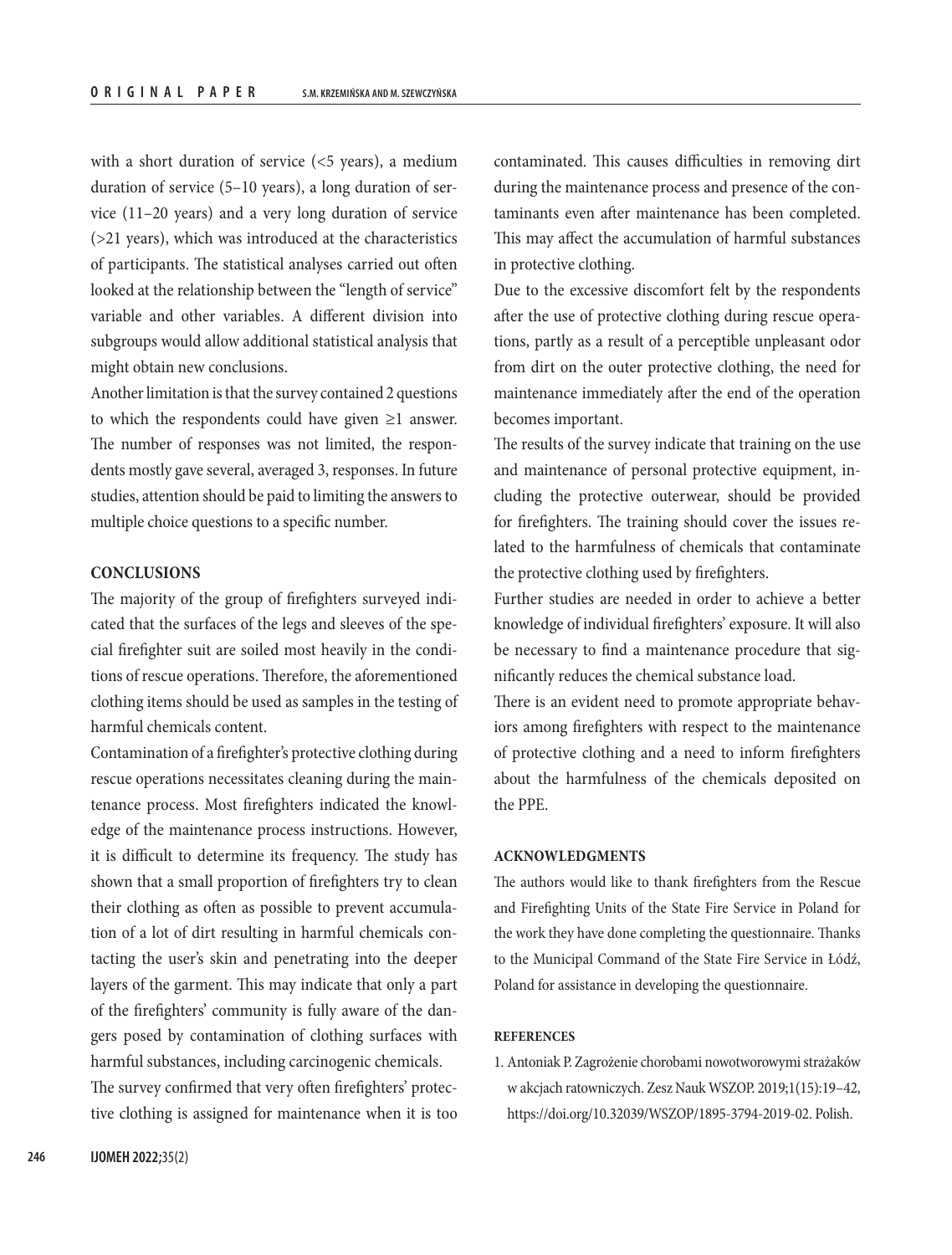with a short duration of service (<5 years), a medium duration of service (5–10 years), a long duration of service (11–20 years) and a very long duration of service (>21 years), which was introduced at the characteristics of participants. The statistical analyses carried out often looked at the relationship between the "length of service" variable and other variables. A different division into subgroups would allow additional statistical analysis that might obtain new conclusions.

Another limitation is that the survey contained 2 questions to which the respondents could have given ≥1 answer. The number of responses was not limited, the respondents mostly gave several, averaged 3, responses. In future studies, attention should be paid to limiting the answers to multiple choice questions to a specific number.

## CONCLUSIONS

The majority of the group of firefighters surveyed indicated that the surfaces of the legs and sleeves of the special firefighter suit are soiled most heavily in the conditions of rescue operations. Therefore, the aforementioned clothing items should be used as samples in the testing of harmful chemicals content.

Contamination of a firefighter's protective clothing during rescue operations necessitates cleaning during the maintenance process. Most firefighters indicated the knowledge of the maintenance process instructions. However, it is difficult to determine its frequency. The study has shown that a small proportion of firefighters try to clean their clothing as often as possible to prevent accumulation of a lot of dirt resulting in harmful chemicals contacting the user's skin and penetrating into the deeper layers of the garment. This may indicate that only a part of the firefighters' community is fully aware of the dangers posed by contamination of clothing surfaces with harmful substances, including carcinogenic chemicals.

The survey confirmed that very often firefighters' protective clothing is assigned for maintenance when it is too contaminated. This causes difficulties in removing dirt during the maintenance process and presence of the contaminants even after maintenance has been completed. This may affect the accumulation of harmful substances in protective clothing.

Due to the excessive discomfort felt by the respondents after the use of protective clothing during rescue operations, partly as a result of a perceptible unpleasant odor from dirt on the outer protective clothing, the need for maintenance immediately after the end of the operation becomes important.

The results of the survey indicate that training on the use and maintenance of personal protective equipment, including the protective outerwear, should be provided for firefighters. The training should cover the issues related to the harmfulness of chemicals that contaminate the protective clothing used by firefighters.

Further studies are needed in order to achieve a better knowledge of individual firefighters' exposure. It will also be necessary to find a maintenance procedure that significantly reduces the chemical substance load.

There is an evident need to promote appropriate behaviors among firefighters with respect to the maintenance of protective clothing and a need to inform firefighters about the harmfulness of the chemicals deposited on the PPE.

## ACKNOWLEDGMENTS

The authors would like to thank firefighters from the Rescue and Firefighting Units of the State Fire Service in Poland for the work they have done completing the questionnaire. Thanks to the Municipal Command of the State Fire Service in Łódź, Poland for assistance in developing the questionnaire.

## REFERENCES

1. Antoniak P. Zagrożenie chorobami nowotworowymi strażaków w akcjach ratowniczych. Zesz Nauk WSZOP. 2019;1(15):19–42, https://doi.org/10.32039/WSZOP/1895-3794-2019-02. Polish.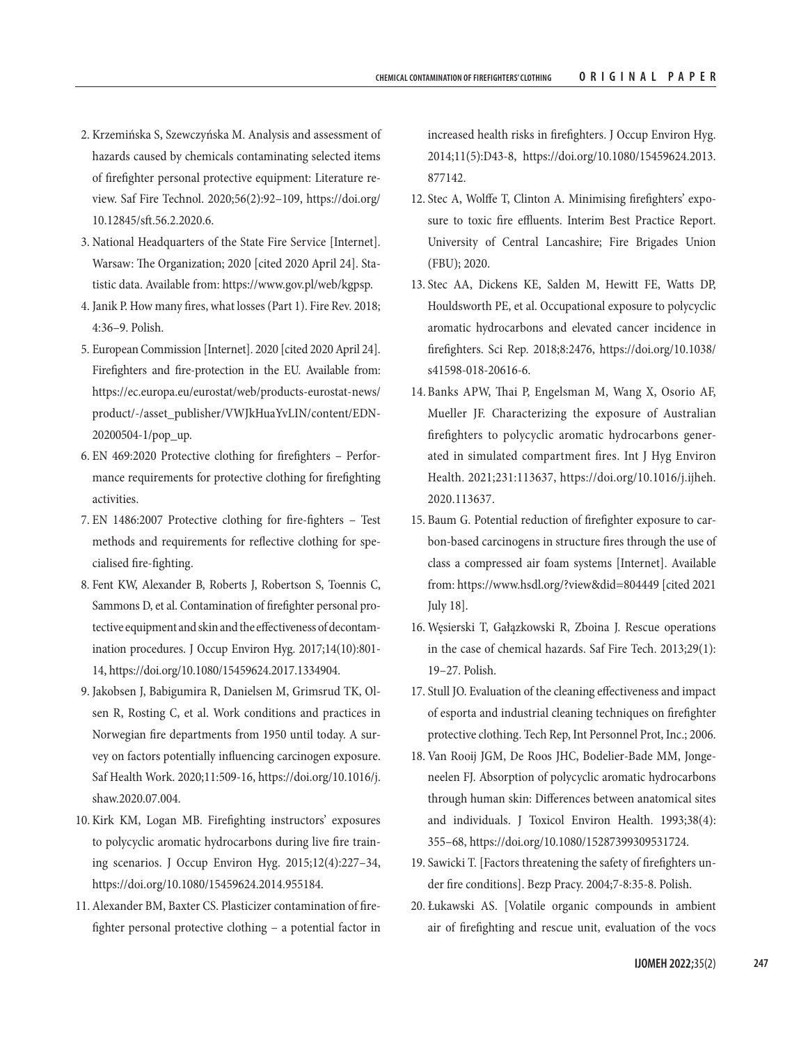2. Krzemińska S, Szewczyńska M. Analysis and assessment of hazards caused by chemicals contaminating selected items of firefighter personal protective equipment: Literature review. Saf Fire Technol. 2020;56(2):92–109, https://doi.org/10.12845/sft.56.2.2020.6.
3. National Headquarters of the State Fire Service [Internet]. Warsaw: The Organization; 2020 [cited 2020 April 24]. Statistic data. Available from: https://www.gov.pl/web/kgpsp.
4. Janik P. How many fires, what losses (Part 1). Fire Rev. 2018; 4:36–9. Polish.
5. European Commission [Internet]. 2020 [cited 2020 April 24]. Firefighters and fire-protection in the EU. Available from: https://ec.europa.eu/eurostat/web/products-eurostat-news/product/-/asset_publisher/VWJkHuaYvLIN/content/EDN-20200504-1/pop_up.
6. EN 469:2020 Protective clothing for firefighters – Performance requirements for protective clothing for firefighting activities.
7. EN 1486:2007 Protective clothing for fire-fighters – Test methods and requirements for reflective clothing for specialised fire-fighting.
8. Fent KW, Alexander B, Roberts J, Robertson S, Toennis C, Sammons D, et al. Contamination of firefighter personal protective equipment and skin and the effectiveness of decontamination procedures. J Occup Environ Hyg. 2017;14(10):801-14, https://doi.org/10.1080/15459624.2017.1334904.
9. Jakobsen J, Babigumira R, Danielsen M, Grimsrud TK, Olsen R, Rosting C, et al. Work conditions and practices in Norwegian fire departments from 1950 until today. A survey on factors potentially influencing carcinogen exposure. Saf Health Work. 2020;11:509-16, https://doi.org/10.1016/j.shaw.2020.07.004.
10. Kirk KM, Logan MB. Firefighting instructors' exposures to polycyclic aromatic hydrocarbons during live fire training scenarios. J Occup Environ Hyg. 2015;12(4):227–34, https://doi.org/10.1080/15459624.2014.955184.
11. Alexander BM, Baxter CS. Plasticizer contamination of firefighter personal protective clothing – a potential factor in increased health risks in firefighters. J Occup Environ Hyg. 2014;11(5):D43-8, https://doi.org/10.1080/15459624.2013.877142.
12. Stec A, Wolffe T, Clinton A. Minimising firefighters' exposure to toxic fire effluents. Interim Best Practice Report. University of Central Lancashire; Fire Brigades Union (FBU); 2020.
13. Stec AA, Dickens KE, Salden M, Hewitt FE, Watts DP, Houldsworth PE, et al. Occupational exposure to polycyclic aromatic hydrocarbons and elevated cancer incidence in firefighters. Sci Rep. 2018;8:2476, https://doi.org/10.1038/s41598-018-20616-6.
14. Banks APW, Thai P, Engelsman M, Wang X, Osorio AF, Mueller JF. Characterizing the exposure of Australian firefighters to polycyclic aromatic hydrocarbons generated in simulated compartment fires. Int J Hyg Environ Health. 2021;231:113637, https://doi.org/10.1016/j.ijheh.2020.113637.
15. Baum G. Potential reduction of firefighter exposure to carbon-based carcinogens in structure fires through the use of class a compressed air foam systems [Internet]. Available from: https://www.hsdl.org/?view&did=804449 [cited 2021 July 18].
16. Węsierski T, Gałązkowski R, Zboina J. Rescue operations in the case of chemical hazards. Saf Fire Tech. 2013;29(1): 19–27. Polish.
17. Stull JO. Evaluation of the cleaning effectiveness and impact of esporta and industrial cleaning techniques on firefighter protective clothing. Tech Rep, Int Personnel Prot, Inc.; 2006.
18. Van Rooij JGM, De Roos JHC, Bodelier-Bade MM, Jongeneelen FJ. Absorption of polycyclic aromatic hydrocarbons through human skin: Differences between anatomical sites and individuals. J Toxicol Environ Health. 1993;38(4): 355–68, https://doi.org/10.1080/15287399309531724.
19. Sawicki T. [Factors threatening the safety of firefighters under fire conditions]. Bezp Pracy. 2004;7-8:35-8. Polish.
20. Łukawski AS. [Volatile organic compounds in ambient air of firefighting and rescue unit, evaluation of the vocs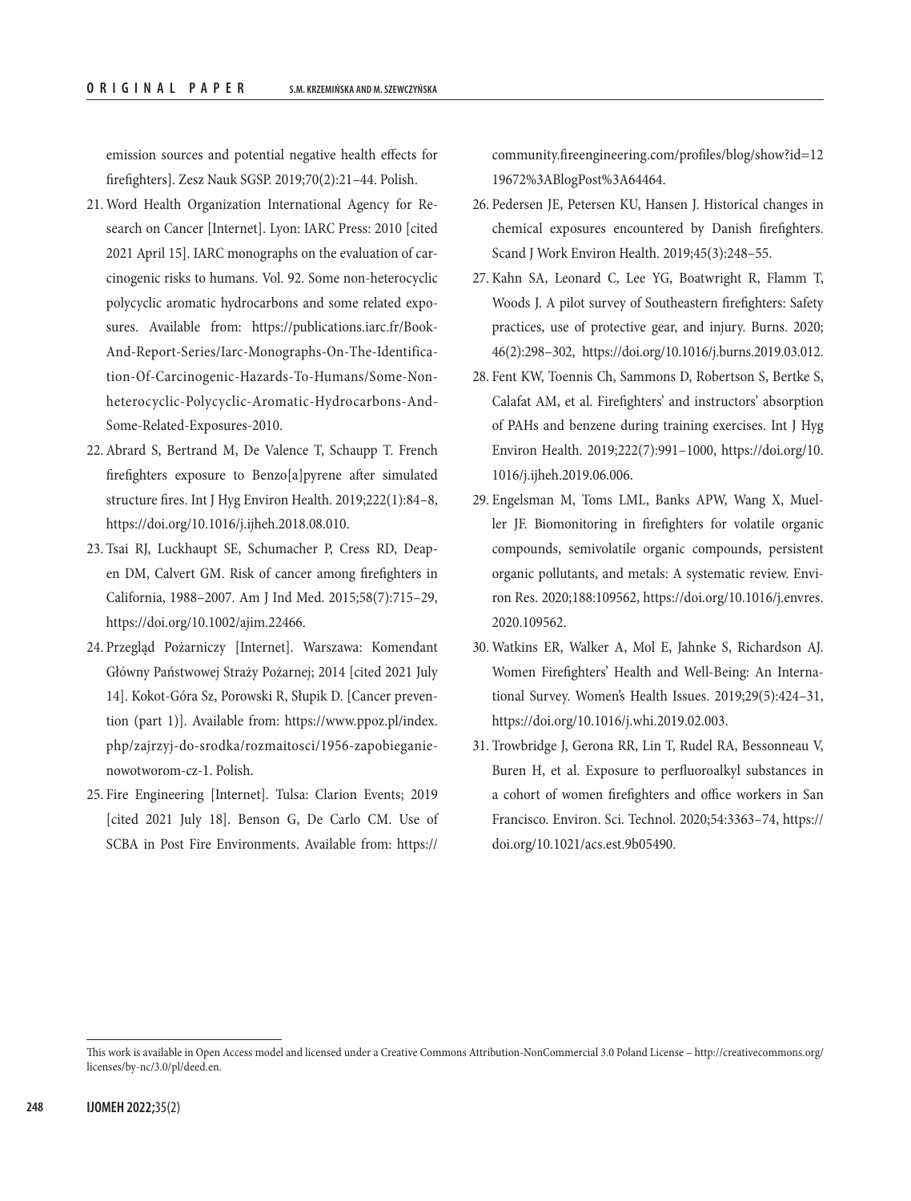emission sources and potential negative health effects for firefighters]. Zesz Nauk SGSP. 2019;70(2):21–44. Polish.

21. Word Health Organization International Agency for Research on Cancer [Internet]. Lyon: IARC Press: 2010 [cited 2021 April 15]. IARC monographs on the evaluation of carcinogenic risks to humans. Vol. 92. Some non-heterocyclic polycyclic aromatic hydrocarbons and some related exposures. Available from: https://publications.iarc.fr/Book-And-Report-Series/Iarc-Monographs-On-The-Identification-Of-Carcinogenic-Hazards-To-Humans/Some-Non-heterocyclic-Polycyclic-Aromatic-Hydrocarbons-And-Some-Related-Exposures-2010.
22. Abrard S, Bertrand M, De Valence T, Schaupp T. French firefighters exposure to Benzo[a]pyrene after simulated structure fires. Int J Hyg Environ Health. 2019;222(1):84–8, https://doi.org/10.1016/j.ijheh.2018.08.010.
23. Tsai RJ, Luckhaupt SE, Schumacher P, Cress RD, Deapen DM, Calvert GM. Risk of cancer among firefighters in California, 1988–2007. Am J Ind Med. 2015;58(7):715–29, https://doi.org/10.1002/ajim.22466.
24. Przegląd Pożarniczy [Internet]. Warszawa: Komendant Główny Państwowej Straży Pożarnej; 2014 [cited 2021 July 14]. Kokot-Góra Sz, Porowski R, Słupik D. [Cancer prevention (part 1)]. Available from: https://www.ppoz.pl/index.php/zajrzyj-do-srodka/rozmaitosci/1956-zapobieganie-nowotworom-cz-1. Polish.
25. Fire Engineering [Internet]. Tulsa: Clarion Events; 2019 [cited 2021 July 18]. Benson G, De Carlo CM. Use of SCBA in Post Fire Environments. Available from: https://community.fireengineering.com/profiles/blog/show?id=1219672%3ABlogPost%3A64464.
26. Pedersen JE, Petersen KU, Hansen J. Historical changes in chemical exposures encountered by Danish firefighters. Scand J Work Environ Health. 2019;45(3):248–55.
27. Kahn SA, Leonard C, Lee YG, Boatwright R, Flamm T, Woods J. A pilot survey of Southeastern firefighters: Safety practices, use of protective gear, and injury. Burns. 2020; 46(2):298–302, https://doi.org/10.1016/j.burns.2019.03.012.
28. Fent KW, Toennis Ch, Sammons D, Robertson S, Bertke S, Calafat AM, et al. Firefighters' and instructors' absorption of PAHs and benzene during training exercises. Int J Hyg Environ Health. 2019;222(7):991–1000, https://doi.org/10.1016/j.ijheh.2019.06.006.
29. Engelsman M, Toms LML, Banks APW, Wang X, Mueller JF. Biomonitoring in firefighters for volatile organic compounds, semivolatile organic compounds, persistent organic pollutants, and metals: A systematic review. Environ Res. 2020;188:109562, https://doi.org/10.1016/j.envres.2020.109562.
30. Watkins ER, Walker A, Mol E, Jahnke S, Richardson AJ. Women Firefighters' Health and Well-Being: An International Survey. Women's Health Issues. 2019;29(5):424–31, https://doi.org/10.1016/j.whi.2019.02.003.
31. Trowbridge J, Gerona RR, Lin T, Rudel RA, Bessonneau V, Buren H, et al. Exposure to perfluoroalkyl substances in a cohort of women firefighters and office workers in San Francisco. Environ. Sci. Technol. 2020;54:3363–74, https://doi.org/10.1021/acs.est.9b05490.

This work is available in Open Access model and licensed under a Creative Commons Attribution-NonCommercial 3.0 Poland License – http://creativecommons.org/licenses/by-nc/3.0/pl/deed.en.